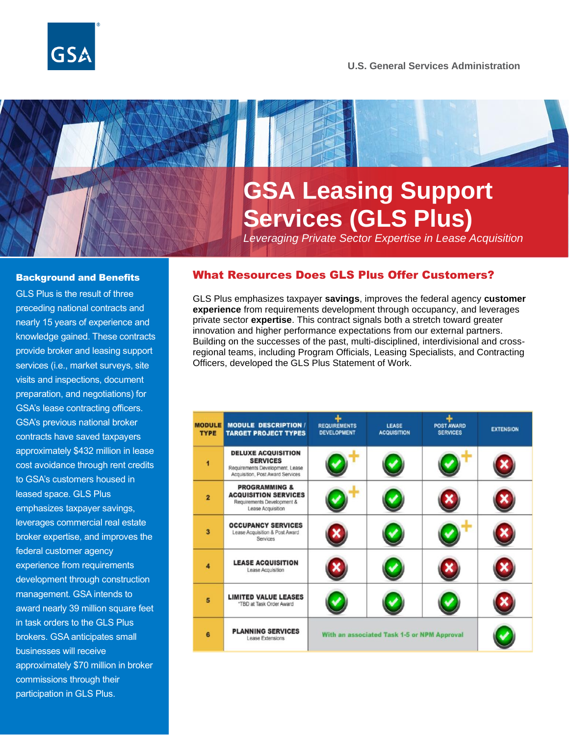U.S. General Services Administration

# GSA Leasing Support Services (GLS Plus)

*Leveraging Private Sector Expertise in Lease Acquisition*

### Background and Benefits

GLS Plus is the result of three preceding national contracts and nearly 15 years of experience and knowledge gained. These contracts provide broker and leasing support services (i.e., market surveys, site visits and inspections, document preparation, and negotiations) for GSA's lease contracting officers. GSA's previous national broker contracts have saved taxpayers approximately $432 million in lease cost avoidance through rent credits to GSA's customers housed in leased space. GLS Plus emphasizes taxpayer savings, leverages commercial real estate broker expertise, and improves the federal customer agency experience from requirements development through construction management. GSA intends to award nearly 39 million square feet in task orders to the GLS Plus brokers. GSA anticipates small businesses will receive approximately $70 million in broker commissions through their participation in GLS Plus.

## What Resources Does GLS Plus Offer Customers?

GLS Plus emphasizes taxpayer **savings**, improves the federal agency **customer experience** from requirements development through occupancy, and leverages private sector **expertise**. This contract signals both a stretch toward greater innovation and higher performance expectations from our external partners. Building on the successes of the past, multi-disciplined, interdivisional and cross-regional teams, including Program Officials, Leasing Specialists, and Contracting Officers, developed the GLS Plus Statement of Work.

| MODULE TYPE | MODULE DESCRIPTION / TARGET PROJECT TYPES | + REQUIREMENTS DEVELOPMENT | LEASE ACQUISITION | + POST AWARD SERVICES | EXTENSION |
|---|---|---|---|---|---|
| 1 | **DELUXE ACQUISITION SERVICES** Requirements Development, Lease Acquisition, Post Award Services | ✔ + | ✔ | ✔ + | ✘ |
| 2 | **PROGRAMMING & ACQUISITION SERVICES** Requirements Development & Lease Acquisition | ✔ + | ✔ | ✘ | ✘ |
| 3 | **OCCUPANCY SERVICES** Lease Acquisition & Post Award Services | ✘ | ✔ | ✔ + | ✘ |
| 4 | **LEASE ACQUISITION** Lease Acquisition | ✘ | ✔ | ✘ | ✘ |
| 5 | **LIMITED VALUE LEASES** *TBD at Task Order Award | ✔ | ✔ | ✔ | ✘ |
| 6 | **PLANNING SERVICES** Lease Extensions | With an associated Task 1-5 or NPM Approval | | | ✔ |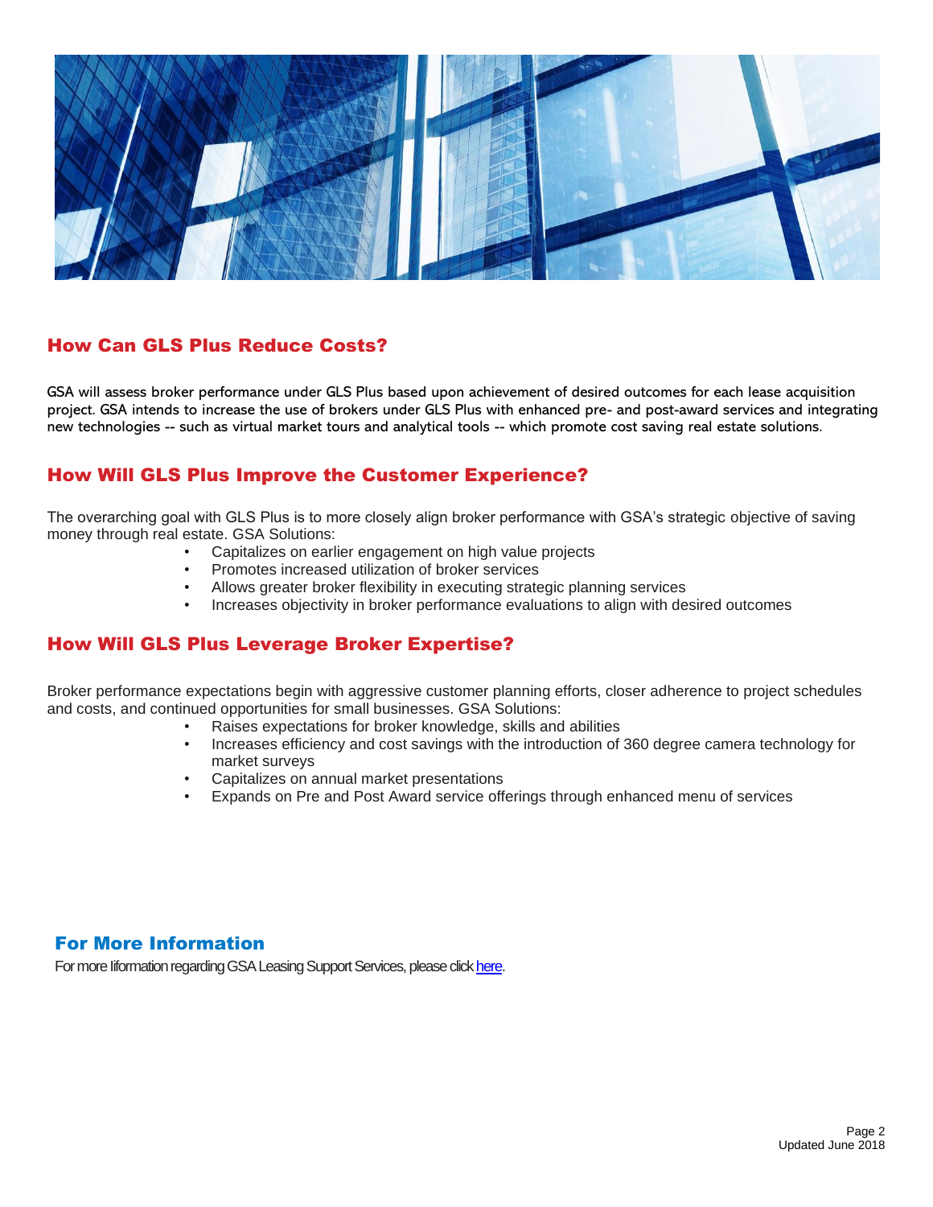## How Can GLS Plus Reduce Costs?

GSA will assess broker performance under GLS Plus based upon achievement of desired outcomes for each lease acquisition project. GSA intends to increase the use of brokers under GLS Plus with enhanced pre- and post-award services and integrating new technologies -- such as virtual market tours and analytical tools -- which promote cost saving real estate solutions.

## How Will GLS Plus Improve the Customer Experience?

The overarching goal with GLS Plus is to more closely align broker performance with GSA's strategic objective of saving money through real estate. GSA Solutions:

- Capitalizes on earlier engagement on high value projects
- Promotes increased utilization of broker services
- Allows greater broker flexibility in executing strategic planning services
- Increases objectivity in broker performance evaluations to align with desired outcomes

## How Will GLS Plus Leverage Broker Expertise?

Broker performance expectations begin with aggressive customer planning efforts, closer adherence to project schedules and costs, and continued opportunities for small businesses. GSA Solutions:

- Raises expectations for broker knowledge, skills and abilities
- Increases efficiency and cost savings with the introduction of 360 degree camera technology for market surveys
- Capitalizes on annual market presentations
- Expands on Pre and Post Award service offerings through enhanced menu of services

## For More Information

For more lifomation regarding GSA Leasing Support Services, please click here.

Updated June 2018